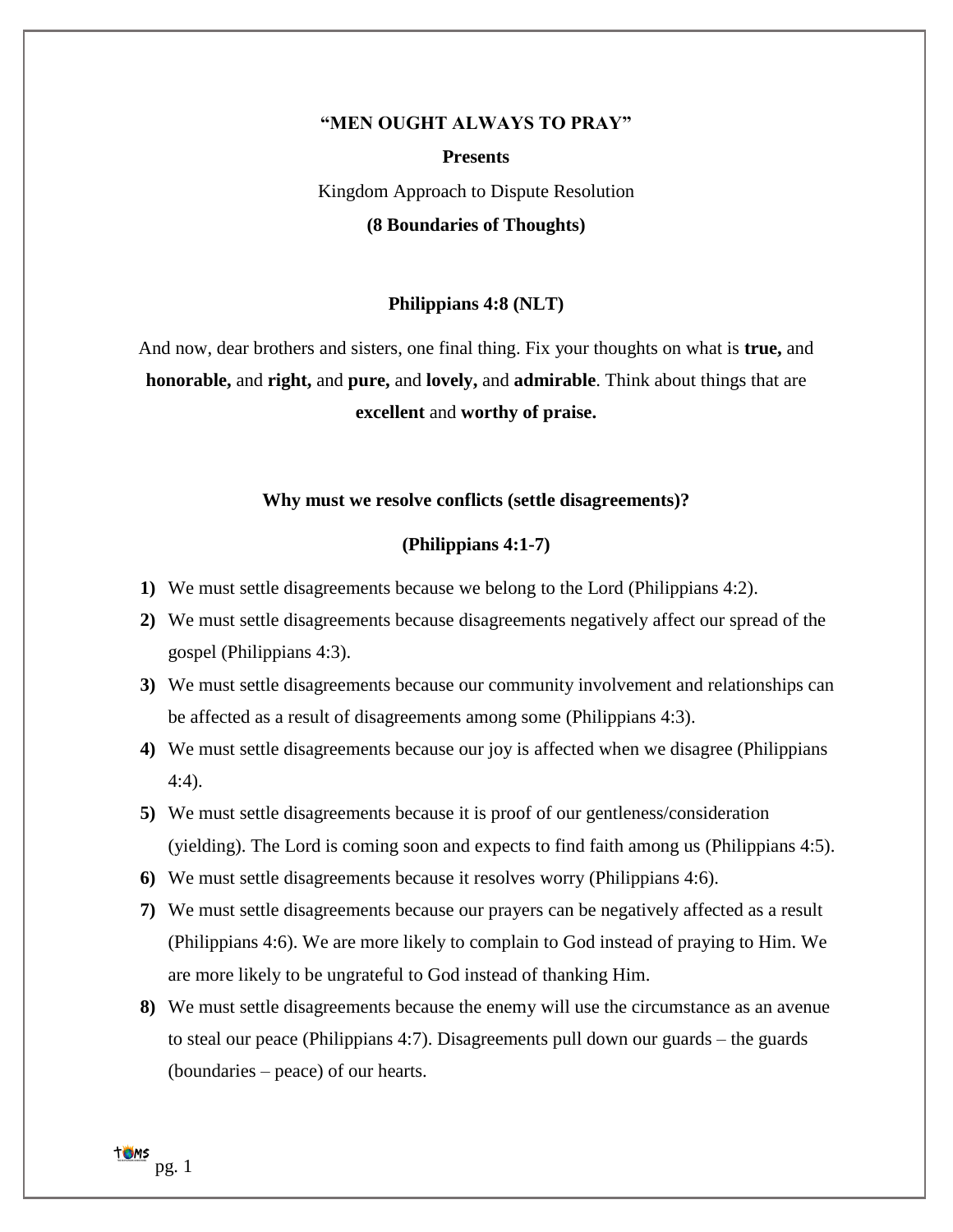**"MEN OUGHT ALWAYS TO PRAY"**

**Presents**

Kingdom Approach to Dispute Resolution

**(8 Boundaries of Thoughts)**

**Philippians 4:8 (NLT)**

And now, dear brothers and sisters, one final thing. Fix your thoughts on what is **true,** and **honorable,** and **right,** and **pure,** and **lovely,** and **admirable**. Think about things that are **excellent** and **worthy of praise.**

**Why must we resolve conflicts (settle disagreements)?**

**(Philippians 4:1-7)**

1) We must settle disagreements because we belong to the Lord (Philippians 4:2).
2) We must settle disagreements because disagreements negatively affect our spread of the gospel (Philippians 4:3).
3) We must settle disagreements because our community involvement and relationships can be affected as a result of disagreements among some (Philippians 4:3).
4) We must settle disagreements because our joy is affected when we disagree (Philippians 4:4).
5) We must settle disagreements because it is proof of our gentleness/consideration (yielding). The Lord is coming soon and expects to find faith among us (Philippians 4:5).
6) We must settle disagreements because it resolves worry (Philippians 4:6).
7) We must settle disagreements because our prayers can be negatively affected as a result (Philippians 4:6). We are more likely to complain to God instead of praying to Him. We are more likely to be ungrateful to God instead of thanking Him.
8) We must settle disagreements because the enemy will use the circumstance as an avenue to steal our peace (Philippians 4:7). Disagreements pull down our guards – the guards (boundaries – peace) of our hearts.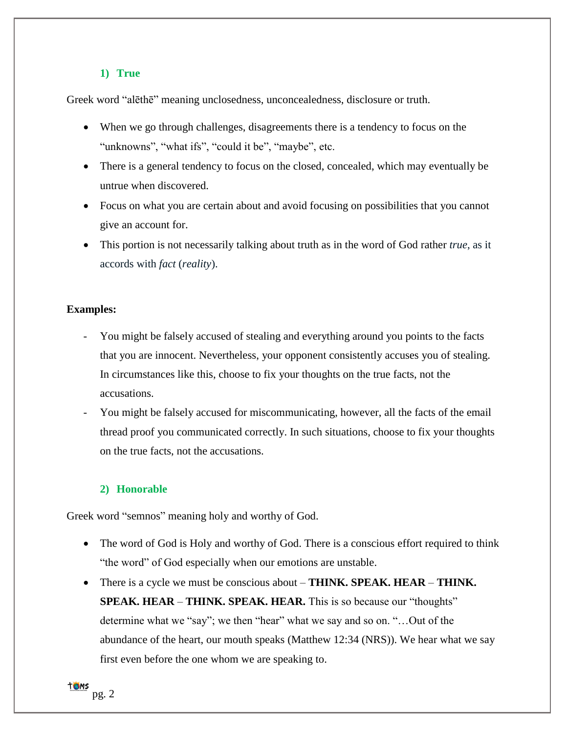### 1) True

Greek word "alēthē" meaning unclosedness, unconcealedness, disclosure or truth.

- When we go through challenges, disagreements there is a tendency to focus on the "unknowns", "what ifs", "could it be", "maybe", etc.
- There is a general tendency to focus on the closed, concealed, which may eventually be untrue when discovered.
- Focus on what you are certain about and avoid focusing on possibilities that you cannot give an account for.
- This portion is not necessarily talking about truth as in the word of God rather *true*, as it accords with *fact* (*reality*).

**Examples:**

- You might be falsely accused of stealing and everything around you points to the facts that you are innocent. Nevertheless, your opponent consistently accuses you of stealing. In circumstances like this, choose to fix your thoughts on the true facts, not the accusations.
- You might be falsely accused for miscommunicating, however, all the facts of the email thread proof you communicated correctly. In such situations, choose to fix your thoughts on the true facts, not the accusations.

### 2) Honorable

Greek word "semnos" meaning holy and worthy of God.

- The word of God is Holy and worthy of God. There is a conscious effort required to think "the word" of God especially when our emotions are unstable.
- There is a cycle we must be conscious about – **THINK. SPEAK. HEAR** – **THINK. SPEAK. HEAR** – **THINK. SPEAK. HEAR.** This is so because our "thoughts" determine what we "say"; we then "hear" what we say and so on. "…Out of the abundance of the heart, our mouth speaks (Matthew 12:34 (NRS)). We hear what we say first even before the one whom we are speaking to.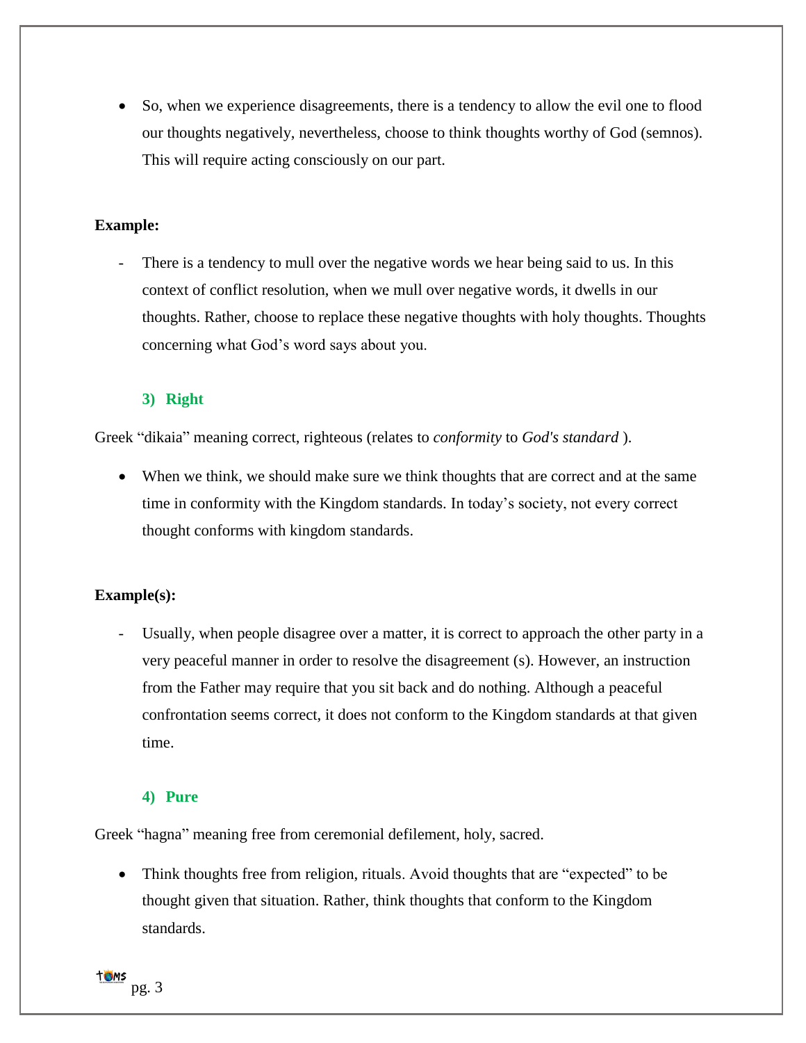- So, when we experience disagreements, there is a tendency to allow the evil one to flood our thoughts negatively, nevertheless, choose to think thoughts worthy of God (semnos). This will require acting consciously on our part.

**Example:**

- There is a tendency to mull over the negative words we hear being said to us. In this context of conflict resolution, when we mull over negative words, it dwells in our thoughts. Rather, choose to replace these negative thoughts with holy thoughts. Thoughts concerning what God's word says about you.

### 3) Right

Greek "dikaia" meaning correct, righteous (relates to *conformity* to *God's standard* ).

- When we think, we should make sure we think thoughts that are correct and at the same time in conformity with the Kingdom standards. In today's society, not every correct thought conforms with kingdom standards.

**Example(s):**

- Usually, when people disagree over a matter, it is correct to approach the other party in a very peaceful manner in order to resolve the disagreement (s). However, an instruction from the Father may require that you sit back and do nothing. Although a peaceful confrontation seems correct, it does not conform to the Kingdom standards at that given time.

### 4) Pure

Greek "hagna" meaning free from ceremonial defilement, holy, sacred.

- Think thoughts free from religion, rituals. Avoid thoughts that are "expected" to be thought given that situation. Rather, think thoughts that conform to the Kingdom standards.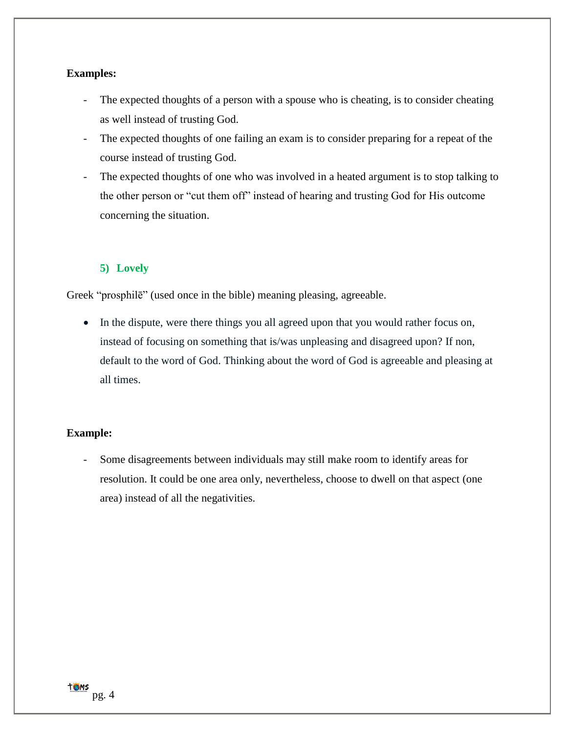**Examples:**

- The expected thoughts of a person with a spouse who is cheating, is to consider cheating as well instead of trusting God.
- The expected thoughts of one failing an exam is to consider preparing for a repeat of the course instead of trusting God.
- The expected thoughts of one who was involved in a heated argument is to stop talking to the other person or "cut them off" instead of hearing and trusting God for His outcome concerning the situation.

### 5) Lovely

Greek "prosphilē" (used once in the bible) meaning pleasing, agreeable.

- In the dispute, were there things you all agreed upon that you would rather focus on, instead of focusing on something that is/was unpleasing and disagreed upon? If non, default to the word of God. Thinking about the word of God is agreeable and pleasing at all times.

**Example:**

- Some disagreements between individuals may still make room to identify areas for resolution. It could be one area only, nevertheless, choose to dwell on that aspect (one area) instead of all the negativities.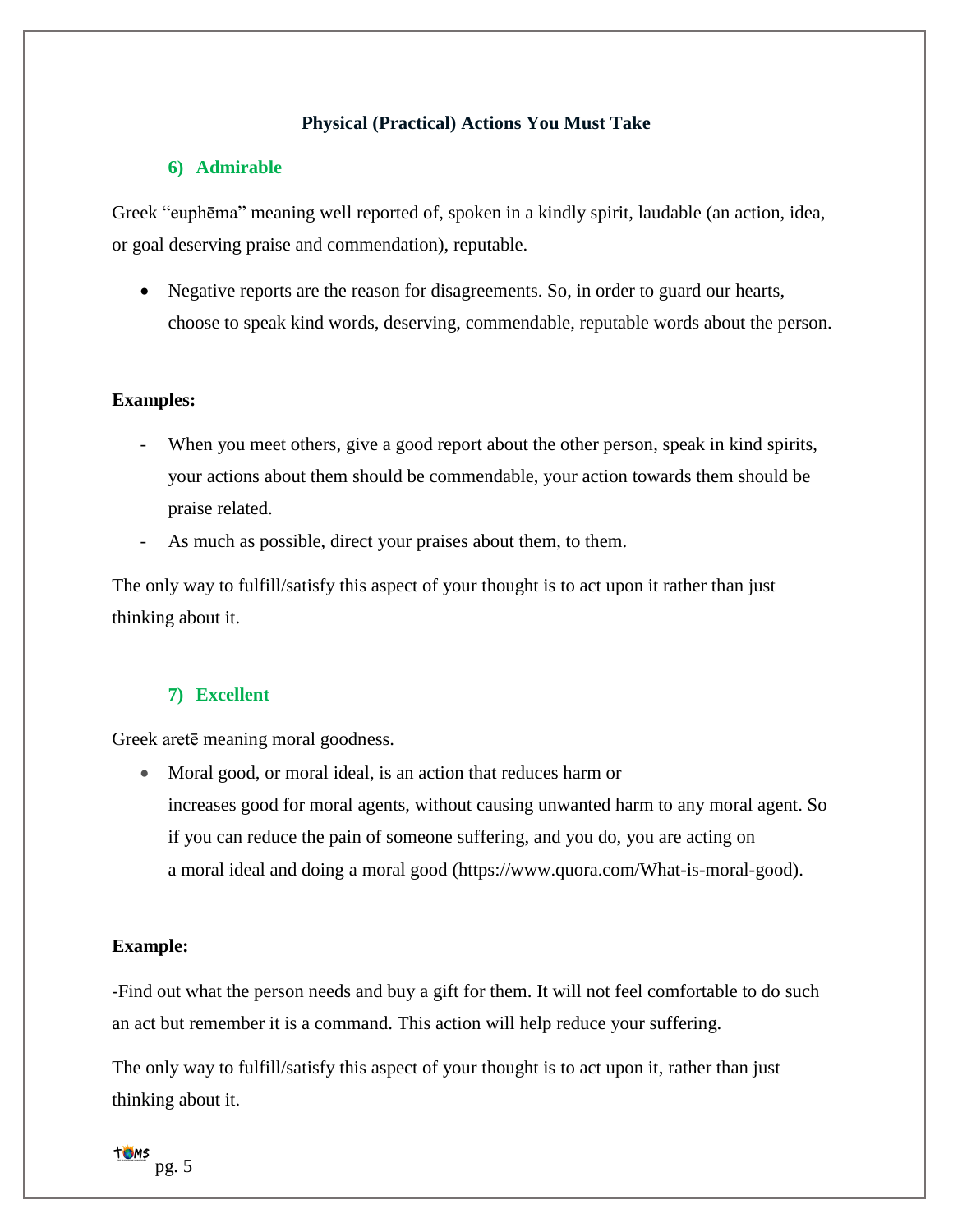## Physical (Practical) Actions You Must Take

### 6) Admirable

Greek “euphēma” meaning well reported of, spoken in a kindly spirit, laudable (an action, idea, or goal deserving praise and commendation), reputable.

- Negative reports are the reason for disagreements. So, in order to guard our hearts, choose to speak kind words, deserving, commendable, reputable words about the person.

**Examples:**

- When you meet others, give a good report about the other person, speak in kind spirits, your actions about them should be commendable, your action towards them should be praise related.
- As much as possible, direct your praises about them, to them.

The only way to fulfill/satisfy this aspect of your thought is to act upon it rather than just thinking about it.

### 7) Excellent

Greek aretē meaning moral goodness.

- Moral good, or moral ideal, is an action that reduces harm or increases good for moral agents, without causing unwanted harm to any moral agent. So if you can reduce the pain of someone suffering, and you do, you are acting on a moral ideal and doing a moral good (https://www.quora.com/What-is-moral-good).

**Example:**

-Find out what the person needs and buy a gift for them. It will not feel comfortable to do such an act but remember it is a command. This action will help reduce your suffering.

The only way to fulfill/satisfy this aspect of your thought is to act upon it, rather than just thinking about it.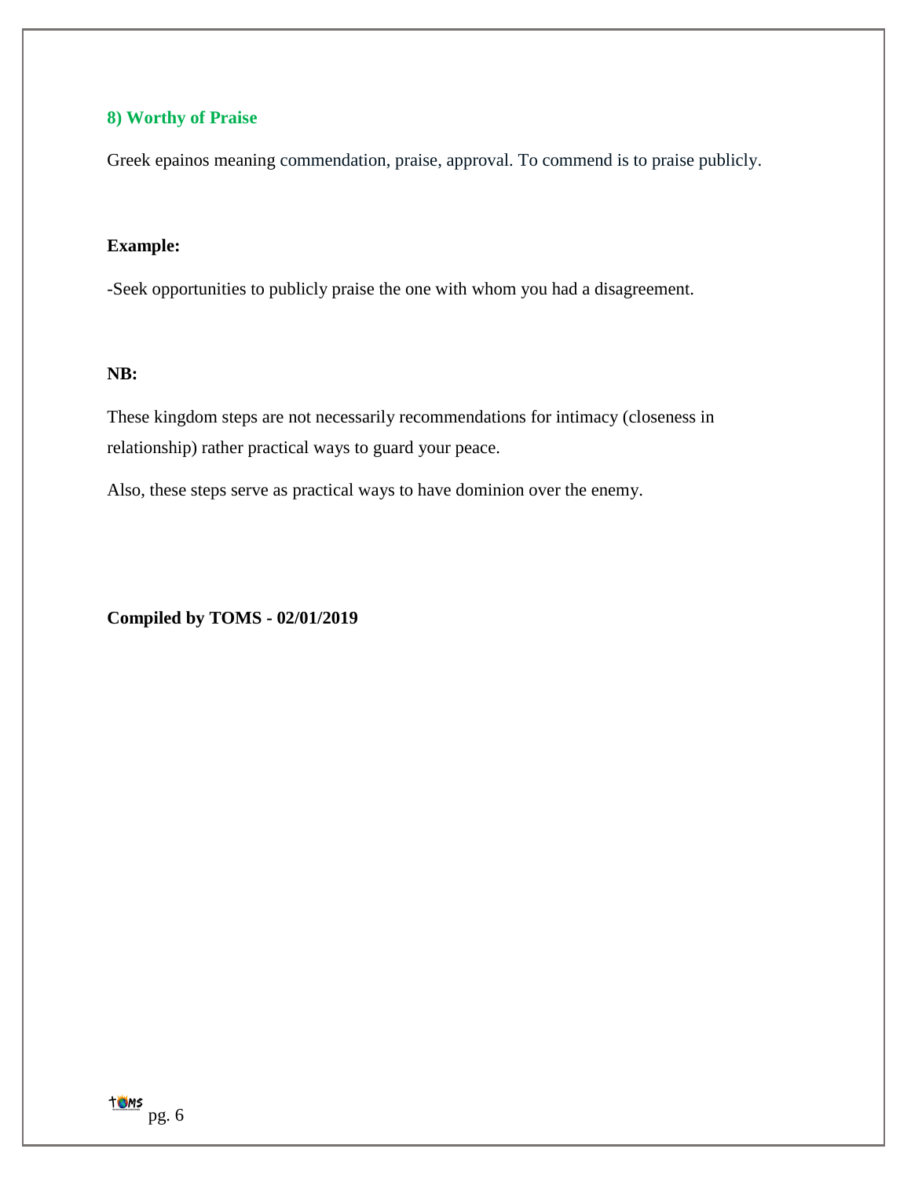### 8) Worthy of Praise

Greek epainos meaning commendation, praise, approval. To commend is to praise publicly.

**Example:**

-Seek opportunities to publicly praise the one with whom you had a disagreement.

**NB:**

These kingdom steps are not necessarily recommendations for intimacy (closeness in relationship) rather practical ways to guard your peace.

Also, these steps serve as practical ways to have dominion over the enemy.

**Compiled by TOMS - 02/01/2019**